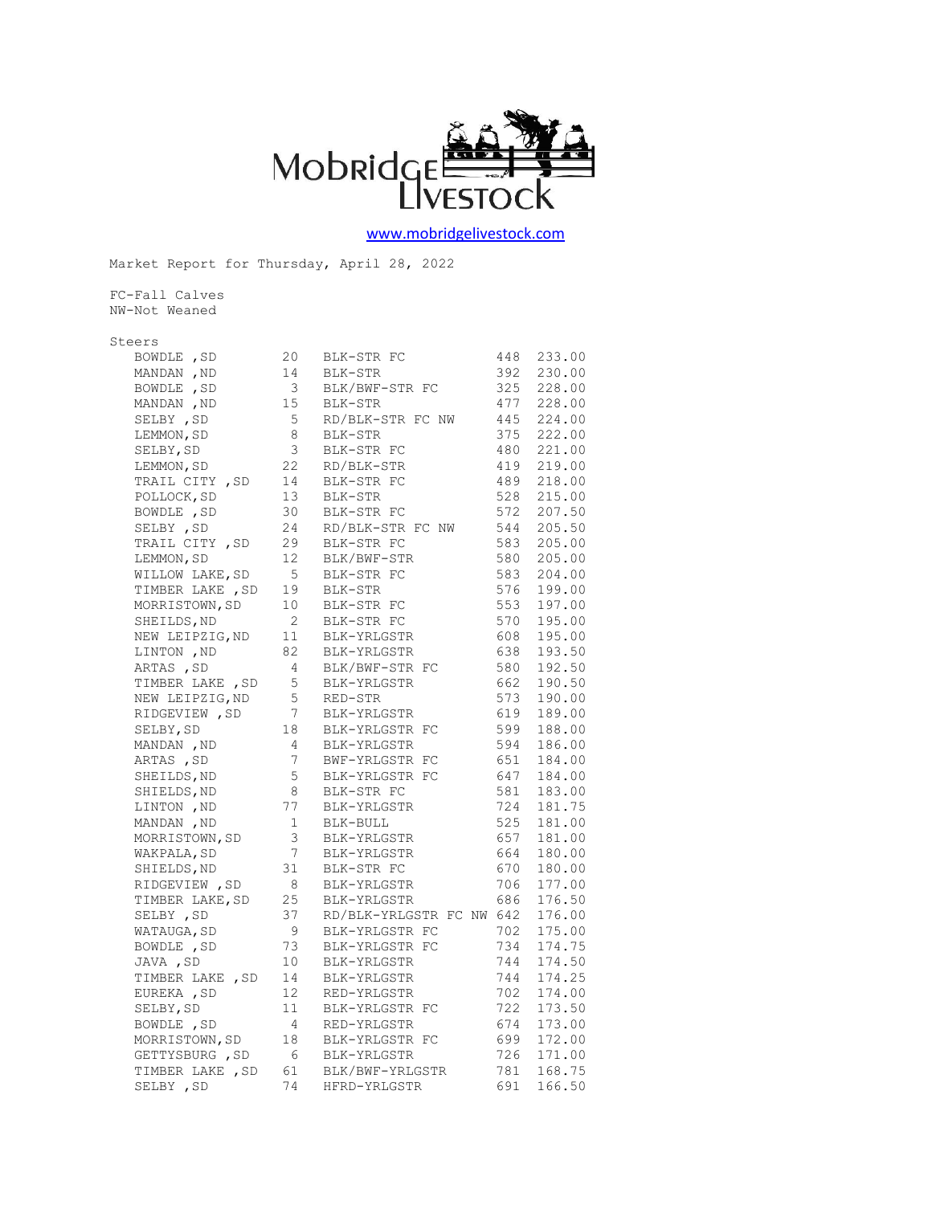Mobridge Livestock

www.mobridgelivestock.com

Market Report for Thursday, April 28, 2022

FC-Fall Calves
NW-Not Weaned

Steers

| Location | Head | Description | Weight | Price |
|---|---|---|---|---|
| BOWDLE ,SD | 20 | BLK-STR FC | 448 | 233.00 |
| MANDAN ,ND | 14 | BLK-STR | 392 | 230.00 |
| BOWDLE ,SD | 3 | BLK/BWF-STR FC | 325 | 228.00 |
| MANDAN ,ND | 15 | BLK-STR | 477 | 228.00 |
| SELBY ,SD | 5 | RD/BLK-STR FC NW | 445 | 224.00 |
| LEMMON,SD | 8 | BLK-STR | 375 | 222.00 |
| SELBY,SD | 3 | BLK-STR FC | 480 | 221.00 |
| LEMMON,SD | 22 | RD/BLK-STR | 419 | 219.00 |
| TRAIL CITY ,SD | 14 | BLK-STR FC | 489 | 218.00 |
| POLLOCK,SD | 13 | BLK-STR | 528 | 215.00 |
| BOWDLE ,SD | 30 | BLK-STR FC | 572 | 207.50 |
| SELBY ,SD | 24 | RD/BLK-STR FC NW | 544 | 205.50 |
| TRAIL CITY ,SD | 29 | BLK-STR FC | 583 | 205.00 |
| LEMMON,SD | 12 | BLK/BWF-STR | 580 | 205.00 |
| WILLOW LAKE,SD | 5 | BLK-STR FC | 583 | 204.00 |
| TIMBER LAKE ,SD | 19 | BLK-STR | 576 | 199.00 |
| MORRISTOWN,SD | 10 | BLK-STR FC | 553 | 197.00 |
| SHEILDS,ND | 2 | BLK-STR FC | 570 | 195.00 |
| NEW LEIPZIG,ND | 11 | BLK-YRLGSTR | 608 | 195.00 |
| LINTON ,ND | 82 | BLK-YRLGSTR | 638 | 193.50 |
| ARTAS ,SD | 4 | BLK/BWF-STR FC | 580 | 192.50 |
| TIMBER LAKE ,SD | 5 | BLK-YRLGSTR | 662 | 190.50 |
| NEW LEIPZIG,ND | 5 | RED-STR | 573 | 190.00 |
| RIDGEVIEW ,SD | 7 | BLK-YRLGSTR | 619 | 189.00 |
| SELBY,SD | 18 | BLK-YRLGSTR FC | 599 | 188.00 |
| MANDAN ,ND | 4 | BLK-YRLGSTR | 594 | 186.00 |
| ARTAS ,SD | 7 | BWF-YRLGSTR FC | 651 | 184.00 |
| SHEILDS,ND | 5 | BLK-YRLGSTR FC | 647 | 184.00 |
| SHIELDS,ND | 8 | BLK-STR FC | 581 | 183.00 |
| LINTON ,ND | 77 | BLK-YRLGSTR | 724 | 181.75 |
| MANDAN ,ND | 1 | BLK-BULL | 525 | 181.00 |
| MORRISTOWN,SD | 3 | BLK-YRLGSTR | 657 | 181.00 |
| WAKPALA,SD | 7 | BLK-YRLGSTR | 664 | 180.00 |
| SHIELDS,ND | 31 | BLK-STR FC | 670 | 180.00 |
| RIDGEVIEW ,SD | 8 | BLK-YRLGSTR | 706 | 177.00 |
| TIMBER LAKE,SD | 25 | BLK-YRLGSTR | 686 | 176.50 |
| SELBY ,SD | 37 | RD/BLK-YRLGSTR FC NW | 642 | 176.00 |
| WATAUGA,SD | 9 | BLK-YRLGSTR FC | 702 | 175.00 |
| BOWDLE ,SD | 73 | BLK-YRLGSTR FC | 734 | 174.75 |
| JAVA ,SD | 10 | BLK-YRLGSTR | 744 | 174.50 |
| TIMBER LAKE ,SD | 14 | BLK-YRLGSTR | 744 | 174.25 |
| EUREKA ,SD | 12 | RED-YRLGSTR | 702 | 174.00 |
| SELBY,SD | 11 | BLK-YRLGSTR FC | 722 | 173.50 |
| BOWDLE ,SD | 4 | RED-YRLGSTR | 674 | 173.00 |
| MORRISTOWN,SD | 18 | BLK-YRLGSTR FC | 699 | 172.00 |
| GETTYSBURG ,SD | 6 | BLK-YRLGSTR | 726 | 171.00 |
| TIMBER LAKE ,SD | 61 | BLK/BWF-YRLGSTR | 781 | 168.75 |
| SELBY ,SD | 74 | HFRD-YRLGSTR | 691 | 166.50 |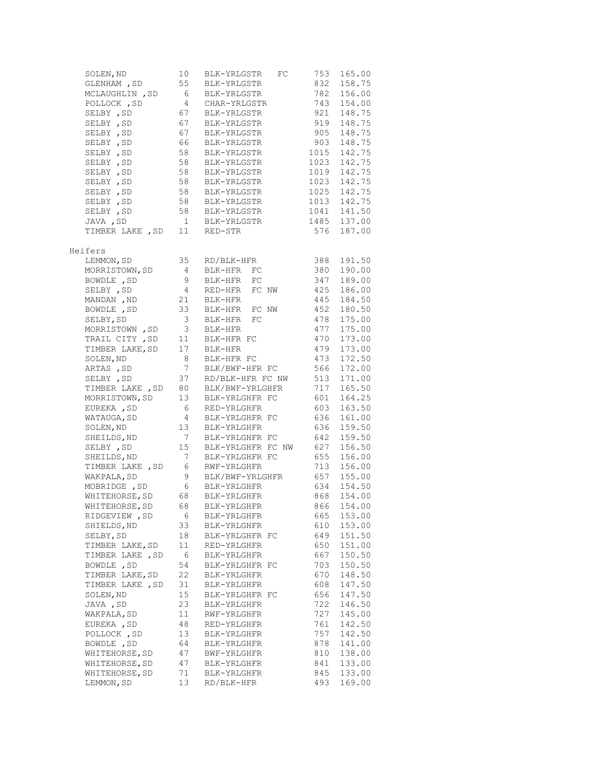| | | | | |
|---|---|---|---|---|
| SOLEN,ND | 10 | BLK-YRLGSTR FC | 753 | 165.00 |
| GLENHAM ,SD | 55 | BLK-YRLGSTR | 832 | 158.75 |
| MCLAUGHLIN ,SD | 6 | BLK-YRLGSTR | 782 | 156.00 |
| POLLOCK ,SD | 4 | CHAR-YRLGSTR | 743 | 154.00 |
| SELBY ,SD | 67 | BLK-YRLGSTR | 921 | 148.75 |
| SELBY ,SD | 67 | BLK-YRLGSTR | 919 | 148.75 |
| SELBY ,SD | 67 | BLK-YRLGSTR | 905 | 148.75 |
| SELBY ,SD | 66 | BLK-YRLGSTR | 903 | 148.75 |
| SELBY ,SD | 58 | BLK-YRLGSTR | 1015 | 142.75 |
| SELBY ,SD | 58 | BLK-YRLGSTR | 1023 | 142.75 |
| SELBY ,SD | 58 | BLK-YRLGSTR | 1019 | 142.75 |
| SELBY ,SD | 58 | BLK-YRLGSTR | 1023 | 142.75 |
| SELBY ,SD | 58 | BLK-YRLGSTR | 1025 | 142.75 |
| SELBY ,SD | 58 | BLK-YRLGSTR | 1013 | 142.75 |
| SELBY ,SD | 58 | BLK-YRLGSTR | 1041 | 141.50 |
| JAVA ,SD | 1 | BLK-YRLGSTR | 1485 | 137.00 |
| TIMBER LAKE ,SD | 11 | RED-STR | 576 | 187.00 |

Heifers

| | | | | |
|---|---|---|---|---|
| LEMMON,SD | 35 | RD/BLK-HFR | 388 | 191.50 |
| MORRISTOWN,SD | 4 | BLK-HFR FC | 380 | 190.00 |
| BOWDLE ,SD | 9 | BLK-HFR FC | 347 | 189.00 |
| SELBY ,SD | 4 | RED-HFR FC NW | 425 | 186.00 |
| MANDAN ,ND | 21 | BLK-HFR | 445 | 184.50 |
| BOWDLE ,SD | 33 | BLK-HFR FC NW | 452 | 180.50 |
| SELBY,SD | 3 | BLK-HFR FC | 478 | 175.00 |
| MORRISTOWN ,SD | 3 | BLK-HFR | 477 | 175.00 |
| TRAIL CITY ,SD | 11 | BLK-HFR FC | 470 | 173.00 |
| TIMBER LAKE,SD | 17 | BLK-HFR | 479 | 173.00 |
| SOLEN,ND | 8 | BLK-HFR FC | 473 | 172.50 |
| ARTAS ,SD | 7 | BLK/BWF-HFR FC | 566 | 172.00 |
| SELBY ,SD | 37 | RD/BLK-HFR FC NW | 513 | 171.00 |
| TIMBER LAKE ,SD | 80 | BLK/BWF-YRLGHFR | 717 | 165.50 |
| MORRISTOWN,SD | 13 | BLK-YRLGHFR FC | 601 | 164.25 |
| EUREKA ,SD | 6 | RED-YRLGHFR | 603 | 163.50 |
| WATAUGA,SD | 4 | BLK-YRLGHFR FC | 636 | 161.00 |
| SOLEN,ND | 13 | BLK-YRLGHFR | 636 | 159.50 |
| SHEILDS,ND | 7 | BLK-YRLGHFR FC | 642 | 159.50 |
| SELBY ,SD | 15 | BLK-YRLGHFR FC NW | 627 | 156.50 |
| SHEILDS,ND | 7 | BLK-YRLGHFR FC | 655 | 156.00 |
| TIMBER LAKE ,SD | 6 | RWF-YRLGHFR | 713 | 156.00 |
| WAKPALA,SD | 9 | BLK/BWF-YRLGHFR | 657 | 155.00 |
| MOBRIDGE ,SD | 6 | BLK-YRLGHFR | 634 | 154.50 |
| WHITEHORSE,SD | 68 | BLK-YRLGHFR | 868 | 154.00 |
| WHITEHORSE,SD | 68 | BLK-YRLGHFR | 866 | 154.00 |
| RIDGEVIEW ,SD | 6 | BLK-YRLGHFR | 665 | 153.00 |
| SHIELDS,ND | 33 | BLK-YRLGHFR | 610 | 153.00 |
| SELBY,SD | 18 | BLK-YRLGHFR FC | 649 | 151.50 |
| TIMBER LAKE,SD | 11 | RED-YRLGHFR | 650 | 151.00 |
| TIMBER LAKE ,SD | 6 | BLK-YRLGHFR | 667 | 150.50 |
| BOWDLE ,SD | 54 | BLK-YRLGHFR FC | 703 | 150.50 |
| TIMBER LAKE,SD | 22 | BLK-YRLGHFR | 670 | 148.50 |
| TIMBER LAKE ,SD | 31 | BLK-YRLGHFR | 608 | 147.50 |
| SOLEN,ND | 15 | BLK-YRLGHFR FC | 656 | 147.50 |
| JAVA ,SD | 23 | BLK-YRLGHFR | 722 | 146.50 |
| WAKPALA,SD | 11 | RWF-YRLGHFR | 727 | 145.00 |
| EUREKA ,SD | 48 | RED-YRLGHFR | 761 | 142.50 |
| POLLOCK ,SD | 13 | BLK-YRLGHFR | 757 | 142.50 |
| BOWDLE ,SD | 64 | BLK-YRLGHFR | 878 | 141.00 |
| WHITEHORSE,SD | 47 | BWF-YRLGHFR | 810 | 138.00 |
| WHITEHORSE,SD | 47 | BLK-YRLGHFR | 841 | 133.00 |
| WHITEHORSE,SD | 71 | BLK-YRLGHFR | 845 | 133.00 |
| LEMMON,SD | 13 | RD/BLK-HFR | 493 | 169.00 |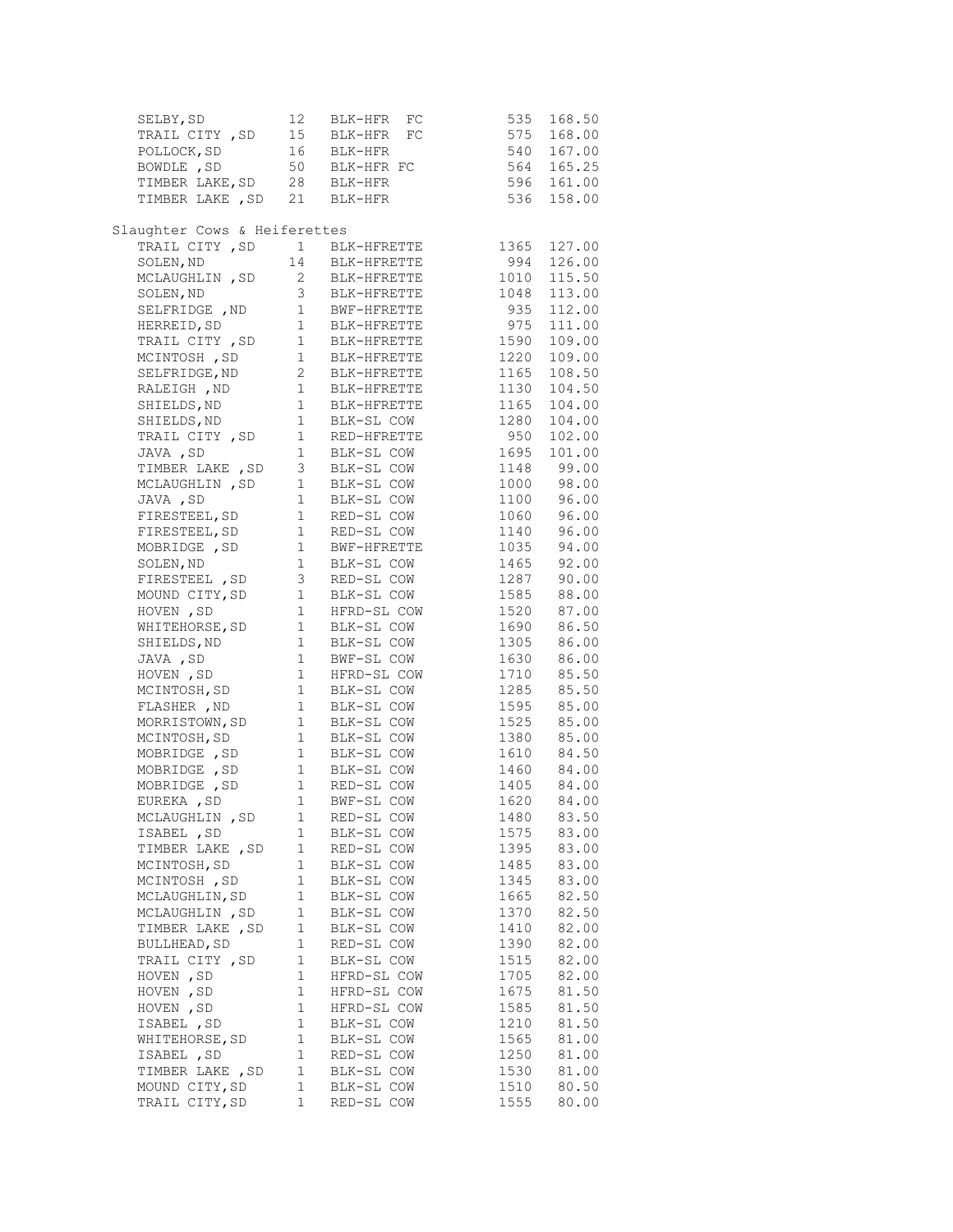| | | | | |
|---|---|---|---|---|
| SELBY,SD | 12 | BLK-HFR FC | 535 | 168.50 |
| TRAIL CITY ,SD | 15 | BLK-HFR FC | 575 | 168.00 |
| POLLOCK,SD | 16 | BLK-HFR | 540 | 167.00 |
| BOWDLE ,SD | 50 | BLK-HFR FC | 564 | 165.25 |
| TIMBER LAKE,SD | 28 | BLK-HFR | 596 | 161.00 |
| TIMBER LAKE ,SD | 21 | BLK-HFR | 536 | 158.00 |

Slaughter Cows & Heiferettes

| | | | | |
|---|---|---|---|---|
| TRAIL CITY ,SD | 1 | BLK-HFRETTE | 1365 | 127.00 |
| SOLEN,ND | 14 | BLK-HFRETTE | 994 | 126.00 |
| MCLAUGHLIN ,SD | 2 | BLK-HFRETTE | 1010 | 115.50 |
| SOLEN,ND | 3 | BLK-HFRETTE | 1048 | 113.00 |
| SELFRIDGE ,ND | 1 | BWF-HFRETTE | 935 | 112.00 |
| HERREID,SD | 1 | BLK-HFRETTE | 975 | 111.00 |
| TRAIL CITY ,SD | 1 | BLK-HFRETTE | 1590 | 109.00 |
| MCINTOSH ,SD | 1 | BLK-HFRETTE | 1220 | 109.00 |
| SELFRIDGE,ND | 2 | BLK-HFRETTE | 1165 | 108.50 |
| RALEIGH ,ND | 1 | BLK-HFRETTE | 1130 | 104.50 |
| SHIELDS,ND | 1 | BLK-HFRETTE | 1165 | 104.00 |
| SHIELDS,ND | 1 | BLK-SL COW | 1280 | 104.00 |
| TRAIL CITY ,SD | 1 | RED-HFRETTE | 950 | 102.00 |
| JAVA ,SD | 1 | BLK-SL COW | 1695 | 101.00 |
| TIMBER LAKE ,SD | 3 | BLK-SL COW | 1148 | 99.00 |
| MCLAUGHLIN ,SD | 1 | BLK-SL COW | 1000 | 98.00 |
| JAVA ,SD | 1 | BLK-SL COW | 1100 | 96.00 |
| FIRESTEEL,SD | 1 | RED-SL COW | 1060 | 96.00 |
| FIRESTEEL,SD | 1 | RED-SL COW | 1140 | 96.00 |
| MOBRIDGE ,SD | 1 | BWF-HFRETTE | 1035 | 94.00 |
| SOLEN,ND | 1 | BLK-SL COW | 1465 | 92.00 |
| FIRESTEEL ,SD | 3 | RED-SL COW | 1287 | 90.00 |
| MOUND CITY,SD | 1 | BLK-SL COW | 1585 | 88.00 |
| HOVEN ,SD | 1 | HFRD-SL COW | 1520 | 87.00 |
| WHITEHORSE,SD | 1 | BLK-SL COW | 1690 | 86.50 |
| SHIELDS,ND | 1 | BLK-SL COW | 1305 | 86.00 |
| JAVA ,SD | 1 | BWF-SL COW | 1630 | 86.00 |
| HOVEN ,SD | 1 | HFRD-SL COW | 1710 | 85.50 |
| MCINTOSH,SD | 1 | BLK-SL COW | 1285 | 85.50 |
| FLASHER ,ND | 1 | BLK-SL COW | 1595 | 85.00 |
| MORRISTOWN,SD | 1 | BLK-SL COW | 1525 | 85.00 |
| MCINTOSH,SD | 1 | BLK-SL COW | 1380 | 85.00 |
| MOBRIDGE ,SD | 1 | BLK-SL COW | 1610 | 84.50 |
| MOBRIDGE ,SD | 1 | BLK-SL COW | 1460 | 84.00 |
| MOBRIDGE ,SD | 1 | RED-SL COW | 1405 | 84.00 |
| EUREKA ,SD | 1 | BWF-SL COW | 1620 | 84.00 |
| MCLAUGHLIN ,SD | 1 | RED-SL COW | 1480 | 83.50 |
| ISABEL ,SD | 1 | BLK-SL COW | 1575 | 83.00 |
| TIMBER LAKE ,SD | 1 | RED-SL COW | 1395 | 83.00 |
| MCINTOSH,SD | 1 | BLK-SL COW | 1485 | 83.00 |
| MCINTOSH ,SD | 1 | BLK-SL COW | 1345 | 83.00 |
| MCLAUGHLIN,SD | 1 | BLK-SL COW | 1665 | 82.50 |
| MCLAUGHLIN ,SD | 1 | BLK-SL COW | 1370 | 82.50 |
| TIMBER LAKE ,SD | 1 | BLK-SL COW | 1410 | 82.00 |
| BULLHEAD,SD | 1 | RED-SL COW | 1390 | 82.00 |
| TRAIL CITY ,SD | 1 | BLK-SL COW | 1515 | 82.00 |
| HOVEN ,SD | 1 | HFRD-SL COW | 1705 | 82.00 |
| HOVEN ,SD | 1 | HFRD-SL COW | 1675 | 81.50 |
| HOVEN ,SD | 1 | HFRD-SL COW | 1585 | 81.50 |
| ISABEL ,SD | 1 | BLK-SL COW | 1210 | 81.50 |
| WHITEHORSE,SD | 1 | BLK-SL COW | 1565 | 81.00 |
| ISABEL ,SD | 1 | RED-SL COW | 1250 | 81.00 |
| TIMBER LAKE ,SD | 1 | BLK-SL COW | 1530 | 81.00 |
| MOUND CITY,SD | 1 | BLK-SL COW | 1510 | 80.50 |
| TRAIL CITY,SD | 1 | RED-SL COW | 1555 | 80.00 |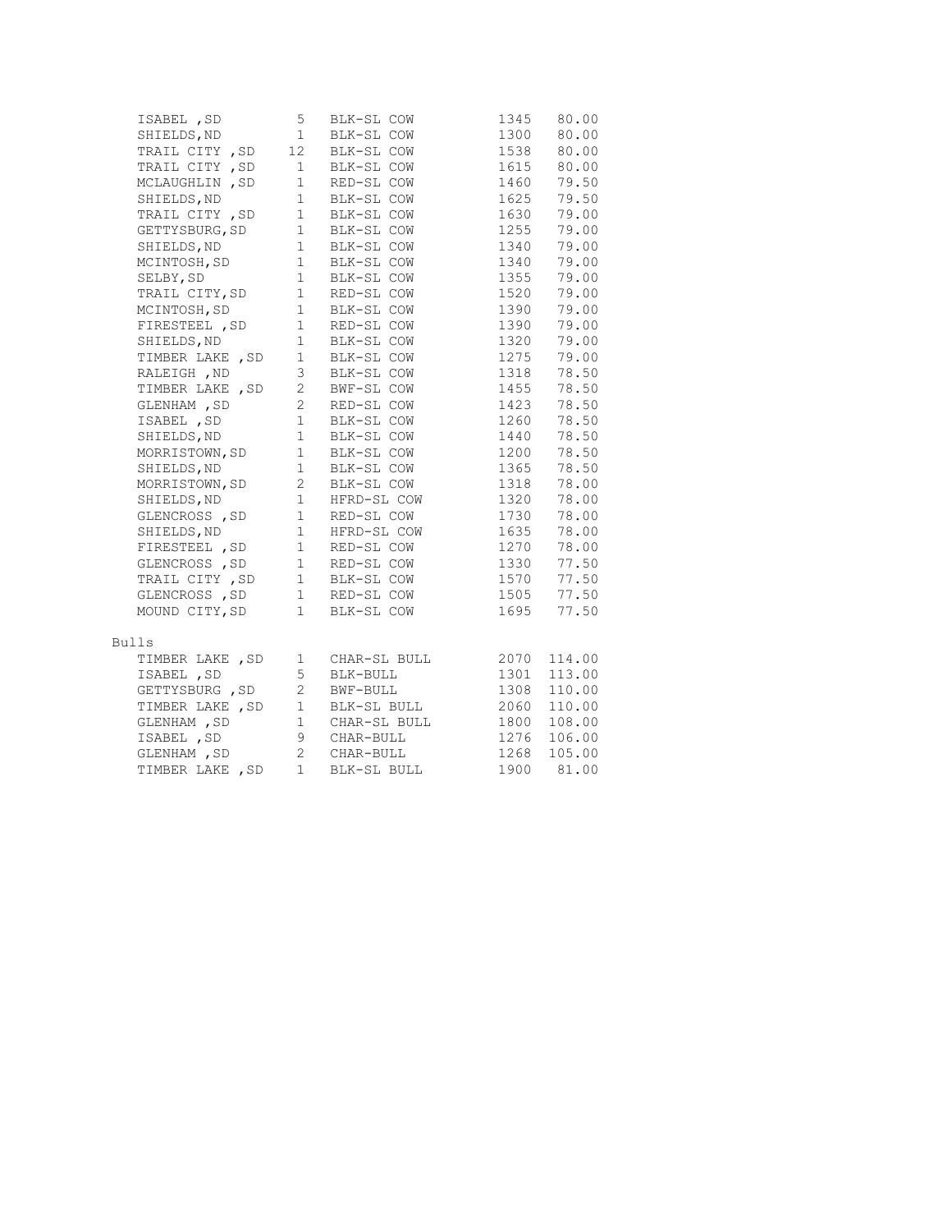| | | | | |
|---|---|---|---|---|
| ISABEL ,SD | 5 | BLK-SL COW | 1345 | 80.00 |
| SHIELDS,ND | 1 | BLK-SL COW | 1300 | 80.00 |
| TRAIL CITY ,SD | 12 | BLK-SL COW | 1538 | 80.00 |
| TRAIL CITY ,SD | 1 | BLK-SL COW | 1615 | 80.00 |
| MCLAUGHLIN ,SD | 1 | RED-SL COW | 1460 | 79.50 |
| SHIELDS,ND | 1 | BLK-SL COW | 1625 | 79.50 |
| TRAIL CITY ,SD | 1 | BLK-SL COW | 1630 | 79.00 |
| GETTYSBURG,SD | 1 | BLK-SL COW | 1255 | 79.00 |
| SHIELDS,ND | 1 | BLK-SL COW | 1340 | 79.00 |
| MCINTOSH,SD | 1 | BLK-SL COW | 1340 | 79.00 |
| SELBY,SD | 1 | BLK-SL COW | 1355 | 79.00 |
| TRAIL CITY,SD | 1 | RED-SL COW | 1520 | 79.00 |
| MCINTOSH,SD | 1 | BLK-SL COW | 1390 | 79.00 |
| FIRESTEEL ,SD | 1 | RED-SL COW | 1390 | 79.00 |
| SHIELDS,ND | 1 | BLK-SL COW | 1320 | 79.00 |
| TIMBER LAKE ,SD | 1 | BLK-SL COW | 1275 | 79.00 |
| RALEIGH ,ND | 3 | BLK-SL COW | 1318 | 78.50 |
| TIMBER LAKE ,SD | 2 | BWF-SL COW | 1455 | 78.50 |
| GLENHAM ,SD | 2 | RED-SL COW | 1423 | 78.50 |
| ISABEL ,SD | 1 | BLK-SL COW | 1260 | 78.50 |
| SHIELDS,ND | 1 | BLK-SL COW | 1440 | 78.50 |
| MORRISTOWN,SD | 1 | BLK-SL COW | 1200 | 78.50 |
| SHIELDS,ND | 1 | BLK-SL COW | 1365 | 78.50 |
| MORRISTOWN,SD | 2 | BLK-SL COW | 1318 | 78.00 |
| SHIELDS,ND | 1 | HFRD-SL COW | 1320 | 78.00 |
| GLENCROSS ,SD | 1 | RED-SL COW | 1730 | 78.00 |
| SHIELDS,ND | 1 | HFRD-SL COW | 1635 | 78.00 |
| FIRESTEEL ,SD | 1 | RED-SL COW | 1270 | 78.00 |
| GLENCROSS ,SD | 1 | RED-SL COW | 1330 | 77.50 |
| TRAIL CITY ,SD | 1 | BLK-SL COW | 1570 | 77.50 |
| GLENCROSS ,SD | 1 | RED-SL COW | 1505 | 77.50 |
| MOUND CITY,SD | 1 | BLK-SL COW | 1695 | 77.50 |

Bulls

| | | | | |
|---|---|---|---|---|
| TIMBER LAKE ,SD | 1 | CHAR-SL BULL | 2070 | 114.00 |
| ISABEL ,SD | 5 | BLK-BULL | 1301 | 113.00 |
| GETTYSBURG ,SD | 2 | BWF-BULL | 1308 | 110.00 |
| TIMBER LAKE ,SD | 1 | BLK-SL BULL | 2060 | 110.00 |
| GLENHAM ,SD | 1 | CHAR-SL BULL | 1800 | 108.00 |
| ISABEL ,SD | 9 | CHAR-BULL | 1276 | 106.00 |
| GLENHAM ,SD | 2 | CHAR-BULL | 1268 | 105.00 |
| TIMBER LAKE ,SD | 1 | BLK-SL BULL | 1900 | 81.00 |